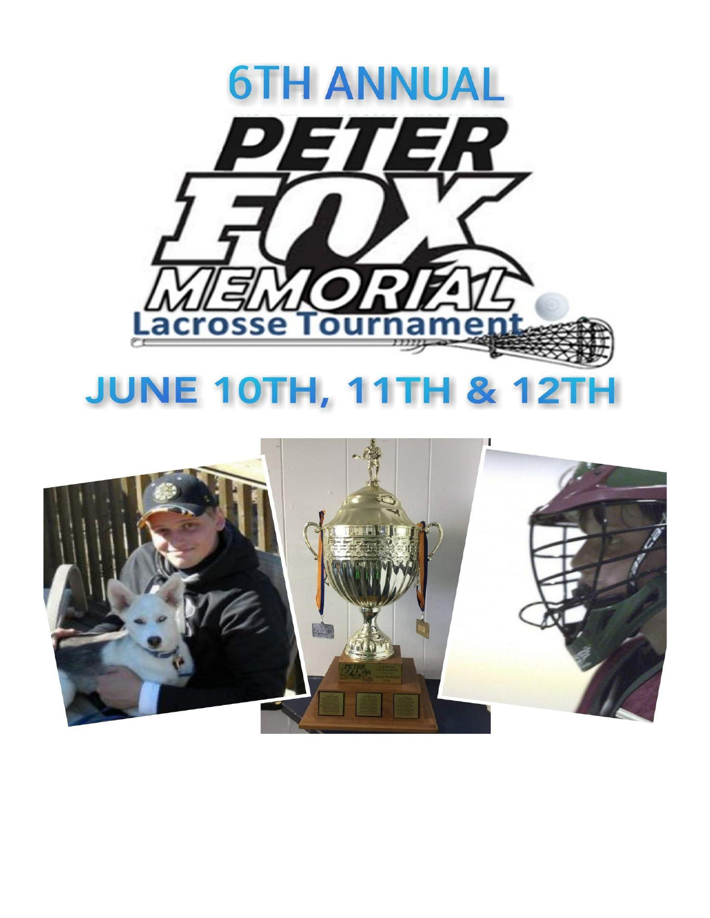# 6TH ANNUAL

# PETER FOX MEMORIAL

## Lacrosse Tournament

## JUNE 10TH, 11TH & 12TH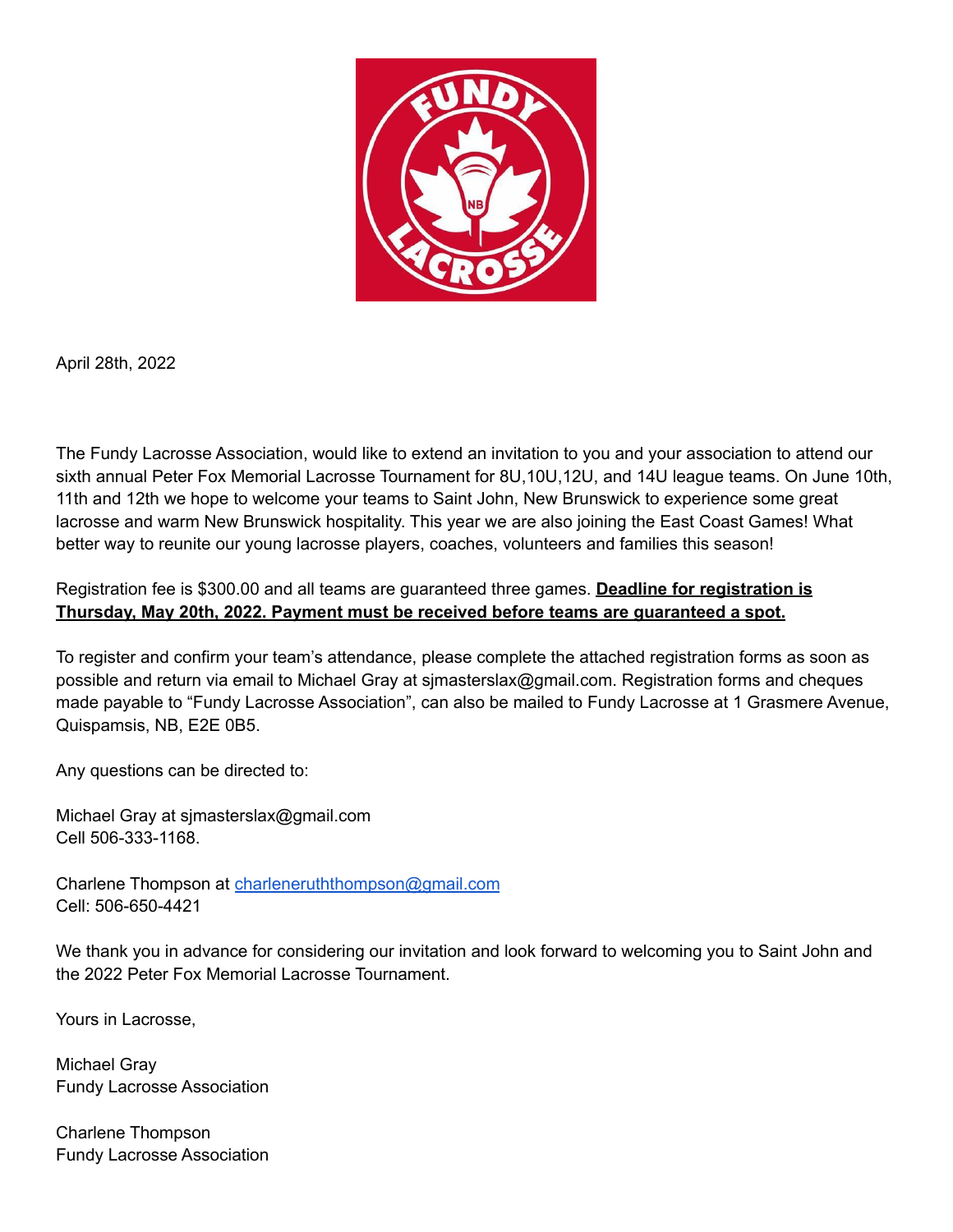April 28th, 2022

The Fundy Lacrosse Association, would like to extend an invitation to you and your association to attend our sixth annual Peter Fox Memorial Lacrosse Tournament for 8U,10U,12U, and 14U league teams. On June 10th, 11th and 12th we hope to welcome your teams to Saint John, New Brunswick to experience some great lacrosse and warm New Brunswick hospitality. This year we are also joining the East Coast Games! What better way to reunite our young lacrosse players, coaches, volunteers and families this season!

Registration fee is $300.00 and all teams are guaranteed three games. **Deadline for registration is Thursday, May 20th, 2022. Payment must be received before teams are guaranteed a spot.**

To register and confirm your team's attendance, please complete the attached registration forms as soon as possible and return via email to Michael Gray at sjmasterslax@gmail.com. Registration forms and cheques made payable to "Fundy Lacrosse Association", can also be mailed to Fundy Lacrosse at 1 Grasmere Avenue, Quispamsis, NB, E2E 0B5.

Any questions can be directed to:

Michael Gray at sjmasterslax@gmail.com
Cell 506-333-1168.

Charlene Thompson at charleneruththompson@gmail.com
Cell: 506-650-4421

We thank you in advance for considering our invitation and look forward to welcoming you to Saint John and the 2022 Peter Fox Memorial Lacrosse Tournament.

Yours in Lacrosse,

Michael Gray
Fundy Lacrosse Association

Charlene Thompson
Fundy Lacrosse Association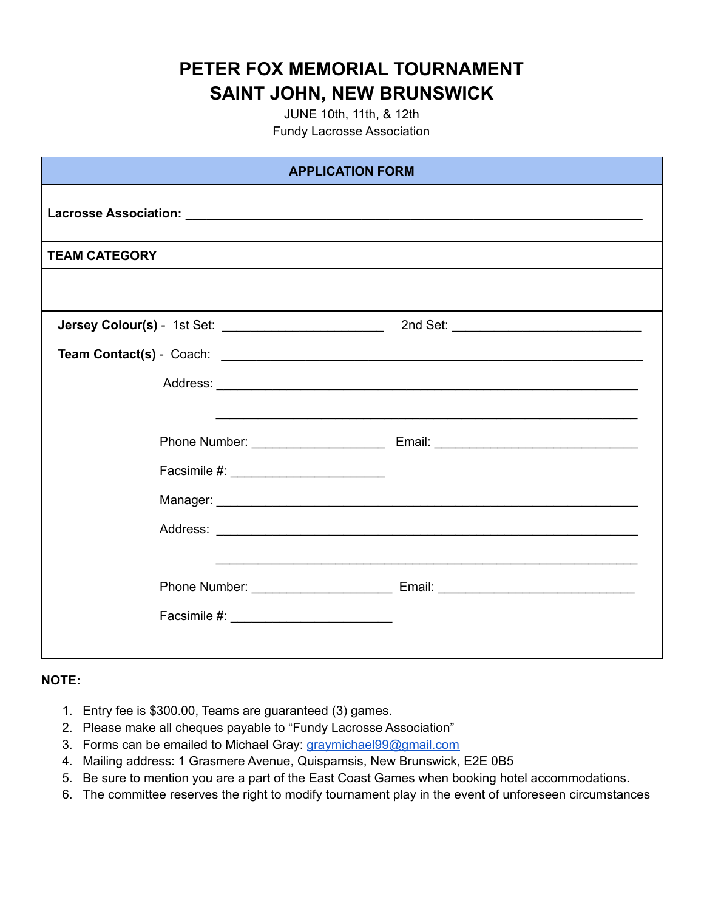# PETER FOX MEMORIAL TOURNAMENT
# SAINT JOHN, NEW BRUNSWICK

JUNE 10th, 11th, & 12th
Fundy Lacrosse Association

## APPLICATION FORM

**Lacrosse Association:** ____________________________________________

**TEAM CATEGORY**

**Jersey Colour(s)** - 1st Set: ______________________ 2nd Set: ______________________

**Team Contact(s)** - Coach: ____________________________________________

Address: ____________________________________________

____________________________________________

Phone Number: __________________ Email: ______________________

Facsimile #: ______________________

Manager: ____________________________________________

Address: ____________________________________________

____________________________________________

Phone Number: __________________ Email: ______________________

Facsimile #: ______________________

**NOTE:**

1. Entry fee is $300.00, Teams are guaranteed (3) games.
2. Please make all cheques payable to "Fundy Lacrosse Association"
3. Forms can be emailed to Michael Gray: graymichael99@gmail.com
4. Mailing address: 1 Grasmere Avenue, Quispamsis, New Brunswick, E2E 0B5
5. Be sure to mention you are a part of the East Coast Games when booking hotel accommodations.
6. The committee reserves the right to modify tournament play in the event of unforeseen circumstances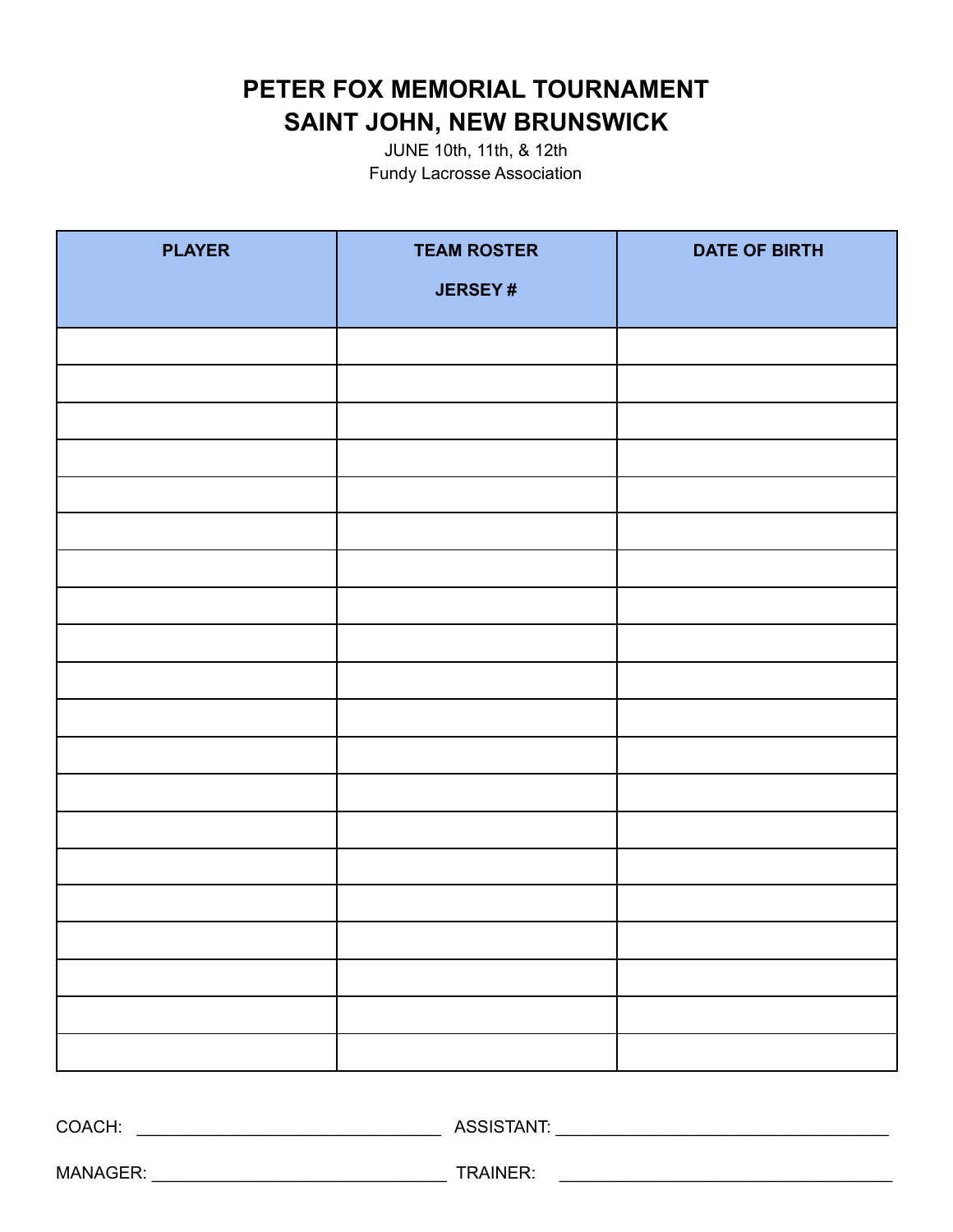# PETER FOX MEMORIAL TOURNAMENT
# SAINT JOHN, NEW BRUNSWICK

JUNE 10th, 11th, & 12th
Fundy Lacrosse Association

| PLAYER | TEAM ROSTER JERSEY # | DATE OF BIRTH |
|---|---|---|
| | | |
| | | |
| | | |
| | | |
| | | |
| | | |
| | | |
| | | |
| | | |
| | | |
| | | |
| | | |
| | | |
| | | |
| | | |
| | | |
| | | |
| | | |
| | | |
| | | |

COACH: ______________________________ ASSISTANT: ________________________________

MANAGER: _____________________________ TRAINER: _________________________________